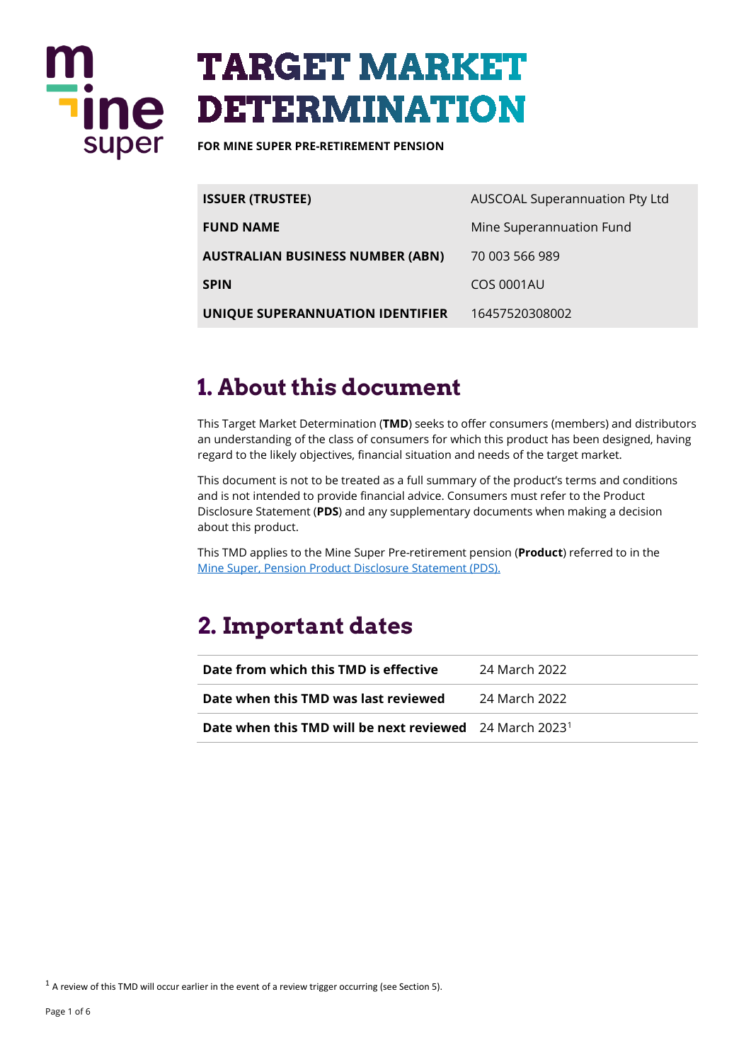# TARGET MARKET DETERMINATION

**FOR MINE SUPER PRE-RETIREMENT PENSION**

| | |
|---|---|
| **ISSUER (TRUSTEE)** | AUSCOAL Superannuation Pty Ltd |
| **FUND NAME** | Mine Superannuation Fund |
| **AUSTRALIAN BUSINESS NUMBER (ABN)** | 70 003 566 989 |
| **SPIN** | COS 0001AU |
| **UNIQUE SUPERANNUATION IDENTIFIER** | 16457520308002 |

## 1. About this document

This Target Market Determination (**TMD**) seeks to offer consumers (members) and distributors an understanding of the class of consumers for which this product has been designed, having regard to the likely objectives, financial situation and needs of the target market.

This document is not to be treated as a full summary of the product's terms and conditions and is not intended to provide financial advice. Consumers must refer to the Product Disclosure Statement (**PDS**) and any supplementary documents when making a decision about this product.

This TMD applies to the Mine Super Pre-retirement pension (**Product**) referred to in the Mine Super, Pension Product Disclosure Statement (PDS).

## 2. Important dates

| | |
|---|---|
| **Date from which this TMD is effective** | 24 March 2022 |
| **Date when this TMD was last reviewed** | 24 March 2022 |
| **Date when this TMD will be next reviewed** | 24 March 2023[1] |

[1] A review of this TMD will occur earlier in the event of a review trigger occurring (see Section 5).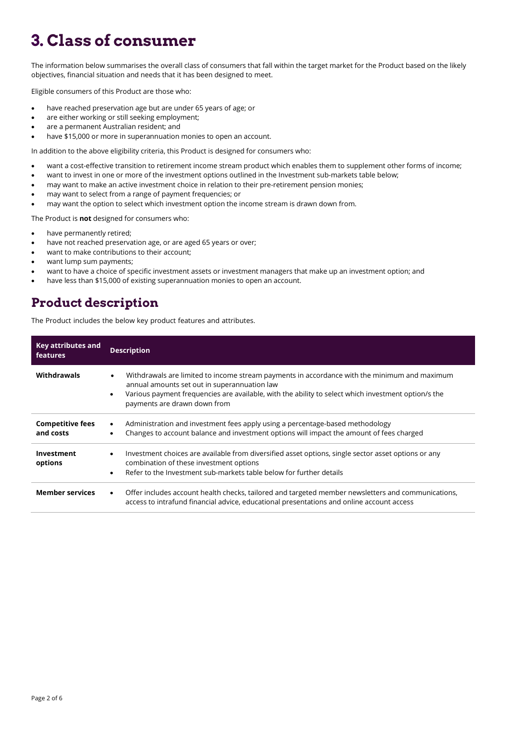# 3. Class of consumer

The information below summarises the overall class of consumers that fall within the target market for the Product based on the likely objectives, financial situation and needs that it has been designed to meet.

Eligible consumers of this Product are those who:

- have reached preservation age but are under 65 years of age; or
- are either working or still seeking employment;
- are a permanent Australian resident; and
- have $15,000 or more in superannuation monies to open an account.

In addition to the above eligibility criteria, this Product is designed for consumers who:

- want a cost-effective transition to retirement income stream product which enables them to supplement other forms of income;
- want to invest in one or more of the investment options outlined in the Investment sub-markets table below;
- may want to make an active investment choice in relation to their pre-retirement pension monies;
- may want to select from a range of payment frequencies; or
- may want the option to select which investment option the income stream is drawn down from.

The Product is **not** designed for consumers who:

- have permanently retired;
- have not reached preservation age, or are aged 65 years or over;
- want to make contributions to their account;
- want lump sum payments;
- want to have a choice of specific investment assets or investment managers that make up an investment option; and
- have less than $15,000 of existing superannuation monies to open an account.

## Product description

The Product includes the below key product features and attributes.

| Key attributes and features | Description |
|---|---|
| **Withdrawals** | • Withdrawals are limited to income stream payments in accordance with the minimum and maximum annual amounts set out in superannuation law<br>• Various payment frequencies are available, with the ability to select which investment option/s the payments are drawn down from |
| **Competitive fees and costs** | • Administration and investment fees apply using a percentage-based methodology<br>• Changes to account balance and investment options will impact the amount of fees charged |
| **Investment options** | • Investment choices are available from diversified asset options, single sector asset options or any combination of these investment options<br>• Refer to the Investment sub-markets table below for further details |
| **Member services** | • Offer includes account health checks, tailored and targeted member newsletters and communications, access to intrafund financial advice, educational presentations and online account access |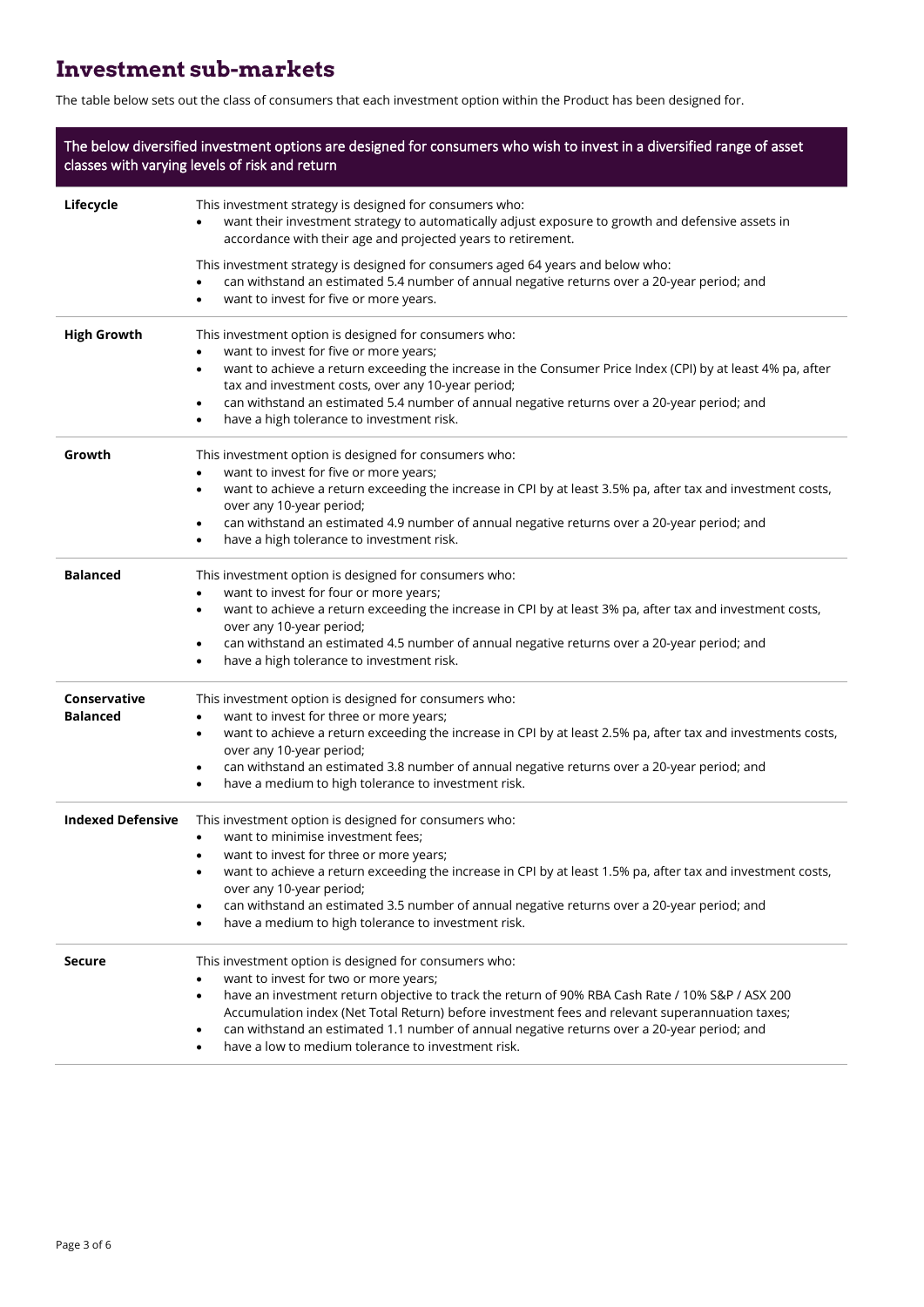# Investment sub-markets

The table below sets out the class of consumers that each investment option within the Product has been designed for.

| The below diversified investment options are designed for consumers who wish to invest in a diversified range of asset classes with varying levels of risk and return | |
|---|---|
| **Lifecycle** | This investment strategy is designed for consumers who:<br>• want their investment strategy to automatically adjust exposure to growth and defensive assets in accordance with their age and projected years to retirement.<br><br>This investment strategy is designed for consumers aged 64 years and below who:<br>• can withstand an estimated 5.4 number of annual negative returns over a 20-year period; and<br>• want to invest for five or more years. |
| **High Growth** | This investment option is designed for consumers who:<br>• want to invest for five or more years;<br>• want to achieve a return exceeding the increase in the Consumer Price Index (CPI) by at least 4% pa, after tax and investment costs, over any 10-year period;<br>• can withstand an estimated 5.4 number of annual negative returns over a 20-year period; and<br>• have a high tolerance to investment risk. |
| **Growth** | This investment option is designed for consumers who:<br>• want to invest for five or more years;<br>• want to achieve a return exceeding the increase in CPI by at least 3.5% pa, after tax and investment costs, over any 10-year period;<br>• can withstand an estimated 4.9 number of annual negative returns over a 20-year period; and<br>• have a high tolerance to investment risk. |
| **Balanced** | This investment option is designed for consumers who:<br>• want to invest for four or more years;<br>• want to achieve a return exceeding the increase in CPI by at least 3% pa, after tax and investment costs, over any 10-year period;<br>• can withstand an estimated 4.5 number of annual negative returns over a 20-year period; and<br>• have a high tolerance to investment risk. |
| **Conservative Balanced** | This investment option is designed for consumers who:<br>• want to invest for three or more years;<br>• want to achieve a return exceeding the increase in CPI by at least 2.5% pa, after tax and investments costs, over any 10-year period;<br>• can withstand an estimated 3.8 number of annual negative returns over a 20-year period; and<br>• have a medium to high tolerance to investment risk. |
| **Indexed Defensive** | This investment option is designed for consumers who:<br>• want to minimise investment fees;<br>• want to invest for three or more years;<br>• want to achieve a return exceeding the increase in CPI by at least 1.5% pa, after tax and investment costs, over any 10-year period;<br>• can withstand an estimated 3.5 number of annual negative returns over a 20-year period; and<br>• have a medium to high tolerance to investment risk. |
| **Secure** | This investment option is designed for consumers who:<br>• want to invest for two or more years;<br>• have an investment return objective to track the return of 90% RBA Cash Rate / 10% S&P / ASX 200 Accumulation index (Net Total Return) before investment fees and relevant superannuation taxes;<br>• can withstand an estimated 1.1 number of annual negative returns over a 20-year period; and<br>• have a low to medium tolerance to investment risk. |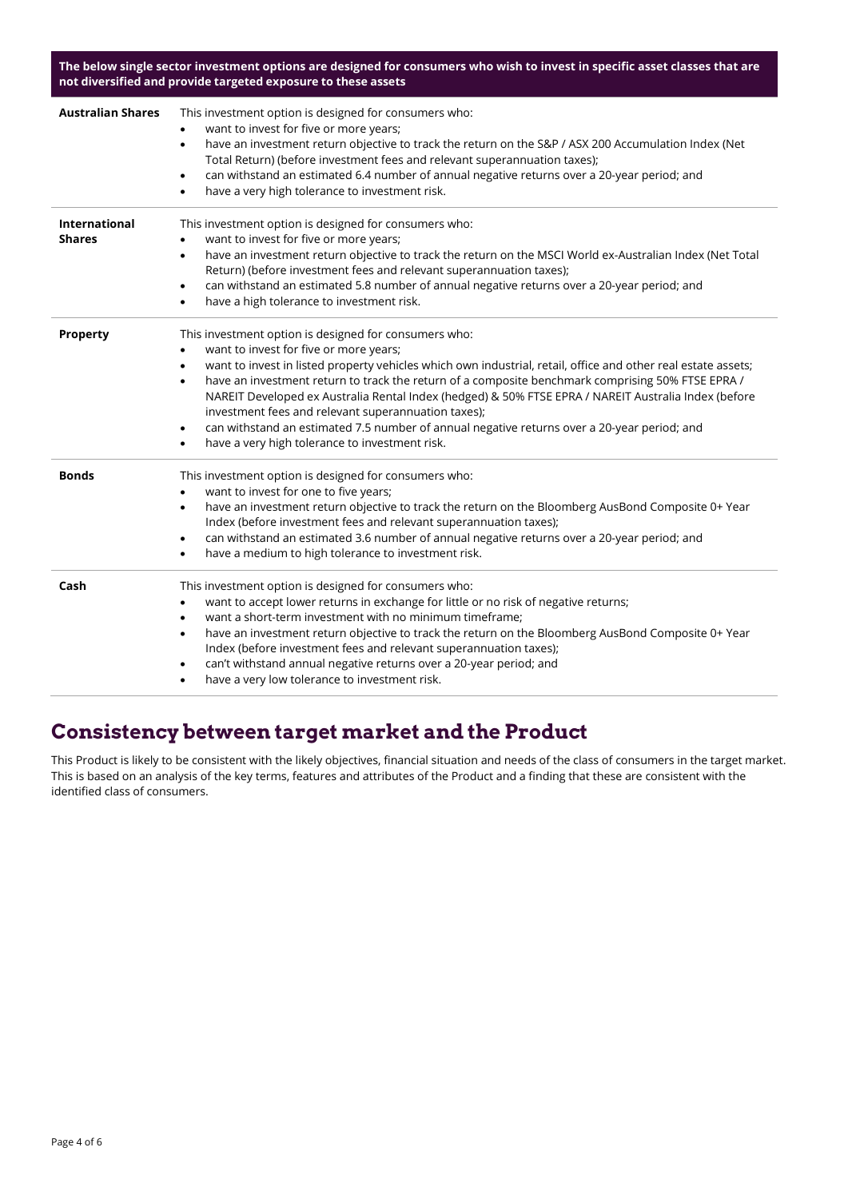| The below single sector investment options are designed for consumers who wish to invest in specific asset classes that are not diversified and provide targeted exposure to these assets | |
|---|---|
| **Australian Shares** | This investment option is designed for consumers who:<br>• want to invest for five or more years;<br>• have an investment return objective to track the return on the S&P / ASX 200 Accumulation Index (Net Total Return) (before investment fees and relevant superannuation taxes);<br>• can withstand an estimated 6.4 number of annual negative returns over a 20-year period; and<br>• have a very high tolerance to investment risk. |
| **International Shares** | This investment option is designed for consumers who:<br>• want to invest for five or more years;<br>• have an investment return objective to track the return on the MSCI World ex-Australian Index (Net Total Return) (before investment fees and relevant superannuation taxes);<br>• can withstand an estimated 5.8 number of annual negative returns over a 20-year period; and<br>• have a high tolerance to investment risk. |
| **Property** | This investment option is designed for consumers who:<br>• want to invest for five or more years;<br>• want to invest in listed property vehicles which own industrial, retail, office and other real estate assets;<br>• have an investment return to track the return of a composite benchmark comprising 50% FTSE EPRA / NAREIT Developed ex Australia Rental Index (hedged) & 50% FTSE EPRA / NAREIT Australia Index (before investment fees and relevant superannuation taxes);<br>• can withstand an estimated 7.5 number of annual negative returns over a 20-year period; and<br>• have a very high tolerance to investment risk. |
| **Bonds** | This investment option is designed for consumers who:<br>• want to invest for one to five years;<br>• have an investment return objective to track the return on the Bloomberg AusBond Composite 0+ Year Index (before investment fees and relevant superannuation taxes);<br>• can withstand an estimated 3.6 number of annual negative returns over a 20-year period; and<br>• have a medium to high tolerance to investment risk. |
| **Cash** | This investment option is designed for consumers who:<br>• want to accept lower returns in exchange for little or no risk of negative returns;<br>• want a short-term investment with no minimum timeframe;<br>• have an investment return objective to track the return on the Bloomberg AusBond Composite 0+ Year Index (before investment fees and relevant superannuation taxes);<br>• can't withstand annual negative returns over a 20-year period; and<br>• have a very low tolerance to investment risk. |

## Consistency between target market and the Product

This Product is likely to be consistent with the likely objectives, financial situation and needs of the class of consumers in the target market. This is based on an analysis of the key terms, features and attributes of the Product and a finding that these are consistent with the identified class of consumers.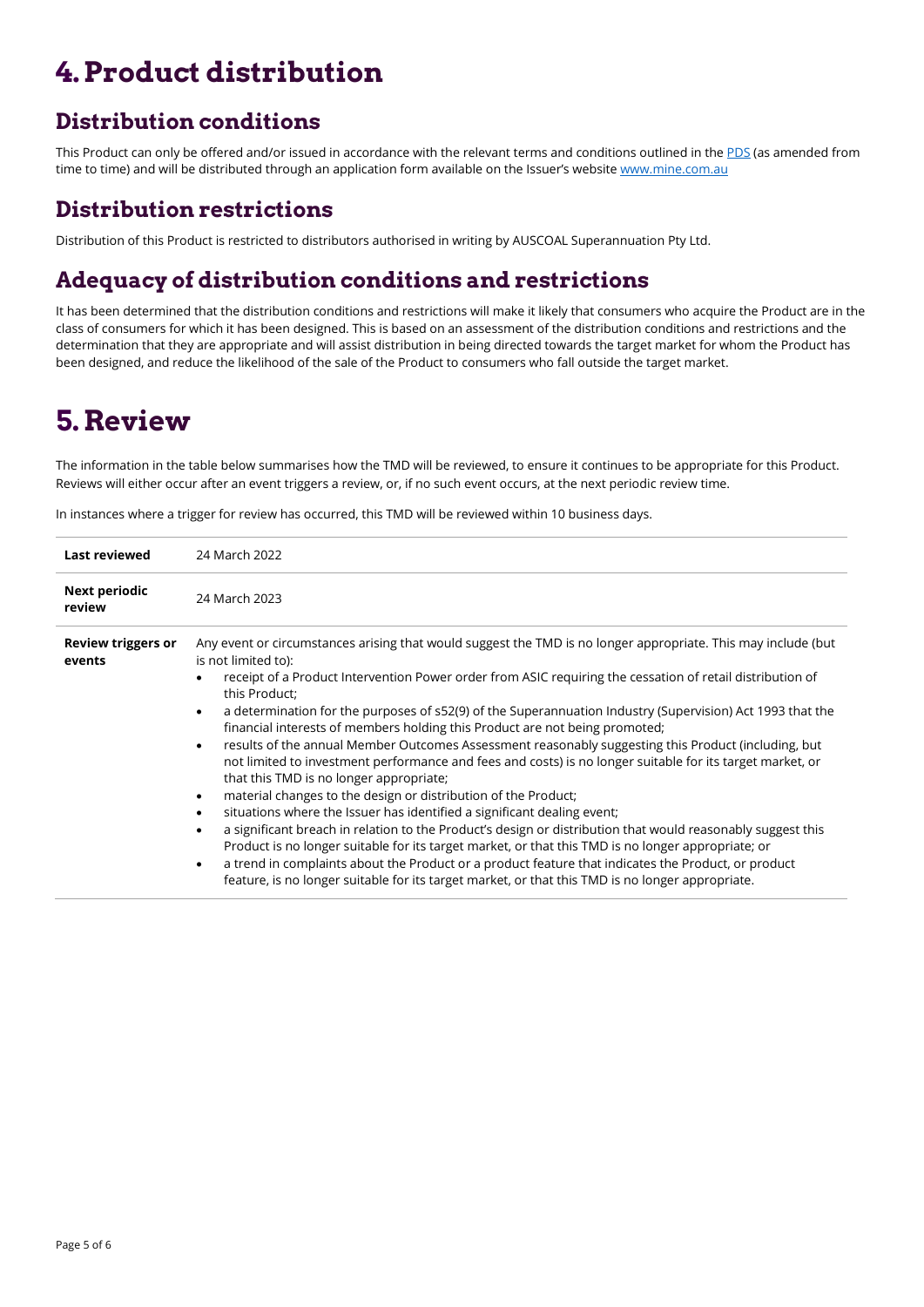# 4. Product distribution

## Distribution conditions

This Product can only be offered and/or issued in accordance with the relevant terms and conditions outlined in the PDS (as amended from time to time) and will be distributed through an application form available on the Issuer's website www.mine.com.au

## Distribution restrictions

Distribution of this Product is restricted to distributors authorised in writing by AUSCOAL Superannuation Pty Ltd.

## Adequacy of distribution conditions and restrictions

It has been determined that the distribution conditions and restrictions will make it likely that consumers who acquire the Product are in the class of consumers for which it has been designed. This is based on an assessment of the distribution conditions and restrictions and the determination that they are appropriate and will assist distribution in being directed towards the target market for whom the Product has been designed, and reduce the likelihood of the sale of the Product to consumers who fall outside the target market.

# 5. Review

The information in the table below summarises how the TMD will be reviewed, to ensure it continues to be appropriate for this Product. Reviews will either occur after an event triggers a review, or, if no such event occurs, at the next periodic review time.

In instances where a trigger for review has occurred, this TMD will be reviewed within 10 business days.

| | |
|---|---|
| **Last reviewed** | 24 March 2022 |
| **Next periodic review** | 24 March 2023 |
| **Review triggers or events** | Any event or circumstances arising that would suggest the TMD is no longer appropriate. This may include (but is not limited to):<br>• receipt of a Product Intervention Power order from ASIC requiring the cessation of retail distribution of this Product;<br>• a determination for the purposes of s52(9) of the Superannuation Industry (Supervision) Act 1993 that the financial interests of members holding this Product are not being promoted;<br>• results of the annual Member Outcomes Assessment reasonably suggesting this Product (including, but not limited to investment performance and fees and costs) is no longer suitable for its target market, or that this TMD is no longer appropriate;<br>• material changes to the design or distribution of the Product;<br>• situations where the Issuer has identified a significant dealing event;<br>• a significant breach in relation to the Product's design or distribution that would reasonably suggest this Product is no longer suitable for its target market, or that this TMD is no longer appropriate; or<br>• a trend in complaints about the Product or a product feature that indicates the Product, or product feature, is no longer suitable for its target market, or that this TMD is no longer appropriate. |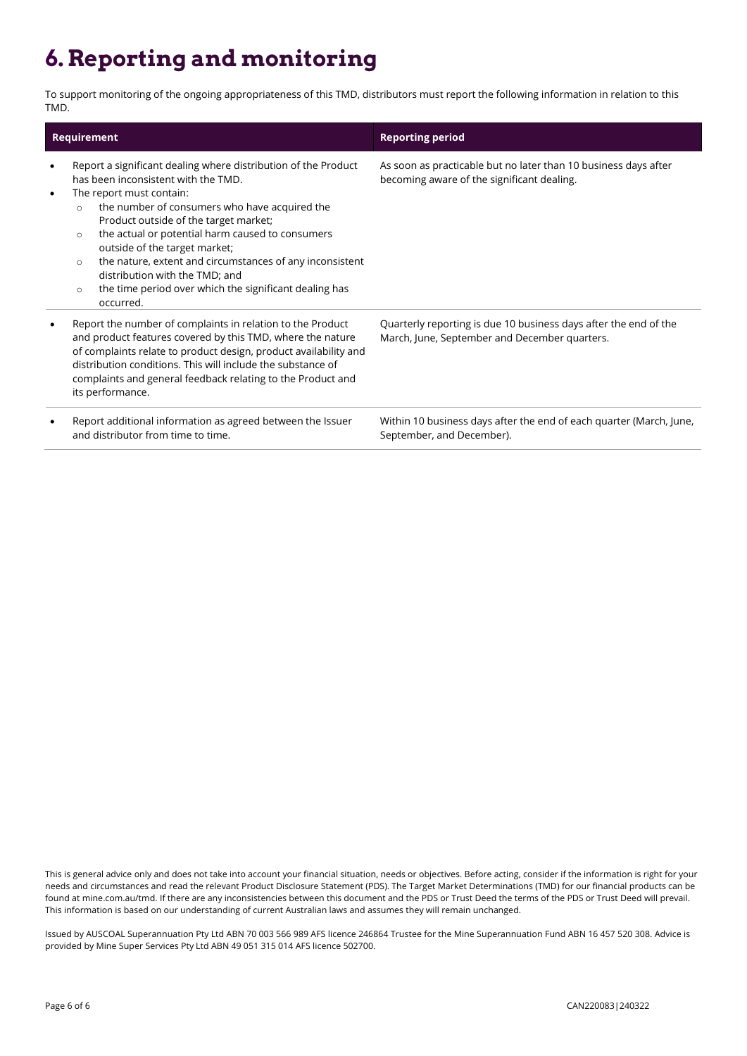# 6. Reporting and monitoring

To support monitoring of the ongoing appropriateness of this TMD, distributors must report the following information in relation to this TMD.

| Requirement | Reporting period |
|---|---|
| • Report a significant dealing where distribution of the Product has been inconsistent with the TMD.<br>• The report must contain:<br>  ○ the number of consumers who have acquired the Product outside of the target market;<br>  ○ the actual or potential harm caused to consumers outside of the target market;<br>  ○ the nature, extent and circumstances of any inconsistent distribution with the TMD; and<br>  ○ the time period over which the significant dealing has occurred. | As soon as practicable but no later than 10 business days after becoming aware of the significant dealing. |
| • Report the number of complaints in relation to the Product and product features covered by this TMD, where the nature of complaints relate to product design, product availability and distribution conditions. This will include the substance of complaints and general feedback relating to the Product and its performance. | Quarterly reporting is due 10 business days after the end of the March, June, September and December quarters. |
| • Report additional information as agreed between the Issuer and distributor from time to time. | Within 10 business days after the end of each quarter (March, June, September, and December). |

This is general advice only and does not take into account your financial situation, needs or objectives. Before acting, consider if the information is right for your needs and circumstances and read the relevant Product Disclosure Statement (PDS). The Target Market Determinations (TMD) for our financial products can be found at mine.com.au/tmd. If there are any inconsistencies between this document and the PDS or Trust Deed the terms of the PDS or Trust Deed will prevail. This information is based on our understanding of current Australian laws and assumes they will remain unchanged.

Issued by AUSCOAL Superannuation Pty Ltd ABN 70 003 566 989 AFS licence 246864 Trustee for the Mine Superannuation Fund ABN 16 457 520 308. Advice is provided by Mine Super Services Pty Ltd ABN 49 051 315 014 AFS licence 502700.

CAN220083|240322